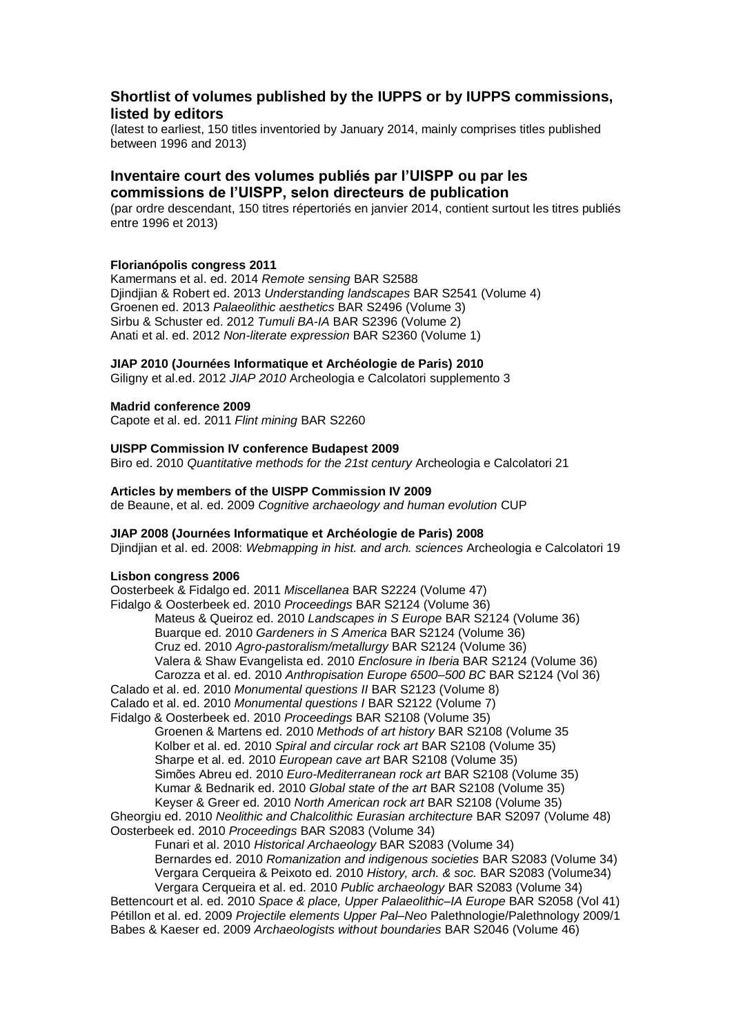## Shortlist of volumes published by the IUPPS or by IUPPS commissions, listed by editors

(latest to earliest, 150 titles inventoried by January 2014, mainly comprises titles published between 1996 and 2013)

## Inventaire court des volumes publiés par l'UISPP ou par les commissions de l'UISPP, selon directeurs de publication

(par ordre descendant, 150 titres répertoriés en janvier 2014, contient surtout les titres publiés entre 1996 et 2013)

**Florianópolis congress 2011**

Kamermans et al. ed. 2014 *Remote sensing* BAR S2588
Djindjian & Robert ed. 2013 *Understanding landscapes* BAR S2541 (Volume 4)
Groenen ed. 2013 *Palaeolithic aesthetics* BAR S2496 (Volume 3)
Sirbu & Schuster ed. 2012 *Tumuli BA-IA* BAR S2396 (Volume 2)
Anati et al. ed. 2012 *Non-literate expression* BAR S2360 (Volume 1)

**JIAP 2010 (Journées Informatique et Archéologie de Paris) 2010**

Giligny et al.ed. 2012 *JIAP 2010* Archeologia e Calcolatori supplemento 3

**Madrid conference 2009**

Capote et al. ed. 2011 *Flint mining* BAR S2260

**UISPP Commission IV conference Budapest 2009**

Biro ed. 2010 *Quantitative methods for the 21st century* Archeologia e Calcolatori 21

**Articles by members of the UISPP Commission IV 2009**

de Beaune, et al. ed. 2009 *Cognitive archaeology and human evolution* CUP

**JIAP 2008 (Journées Informatique et Archéologie de Paris) 2008**

Djindjian et al. ed. 2008: *Webmapping in hist. and arch. sciences* Archeologia e Calcolatori 19

**Lisbon congress 2006**

Oosterbeek & Fidalgo ed. 2011 *Miscellanea* BAR S2224 (Volume 47)
Fidalgo & Oosterbeek ed. 2010 *Proceedings* BAR S2124 (Volume 36)
- Mateus & Queiroz ed. 2010 *Landscapes in S Europe* BAR S2124 (Volume 36)
- Buarque ed. 2010 *Gardeners in S America* BAR S2124 (Volume 36)
- Cruz ed. 2010 *Agro-pastoralism/metallurgy* BAR S2124 (Volume 36)
- Valera & Shaw Evangelista ed. 2010 *Enclosure in Iberia* BAR S2124 (Volume 36)
- Carozza et al. ed. 2010 *Anthropisation Europe 6500–500 BC* BAR S2124 (Vol 36)

Calado et al. ed. 2010 *Monumental questions II* BAR S2123 (Volume 8)
Calado et al. ed. 2010 *Monumental questions I* BAR S2122 (Volume 7)
Fidalgo & Oosterbeek ed. 2010 *Proceedings* BAR S2108 (Volume 35)
- Groenen & Martens ed. 2010 *Methods of art history* BAR S2108 (Volume 35
- Kolber et al. ed. 2010 *Spiral and circular rock art* BAR S2108 (Volume 35)
- Sharpe et al. ed. 2010 *European cave art* BAR S2108 (Volume 35)
- Simões Abreu ed. 2010 *Euro-Mediterranean rock art* BAR S2108 (Volume 35)
- Kumar & Bednarik ed. 2010 *Global state of the art* BAR S2108 (Volume 35)
- Keyser & Greer ed. 2010 *North American rock art* BAR S2108 (Volume 35)

Gheorgiu ed. 2010 *Neolithic and Chalcolithic Eurasian architecture* BAR S2097 (Volume 48)
Oosterbeek ed. 2010 *Proceedings* BAR S2083 (Volume 34)
- Funari et al. 2010 *Historical Archaeology* BAR S2083 (Volume 34)
- Bernardes ed. 2010 *Romanization and indigenous societies* BAR S2083 (Volume 34)
- Vergara Cerqueira & Peixoto ed. 2010 *History, arch. & soc.* BAR S2083 (Volume34)
- Vergara Cerqueira et al. ed. 2010 *Public archaeology* BAR S2083 (Volume 34)

Bettencourt et al. ed. 2010 *Space & place, Upper Palaeolithic–IA Europe* BAR S2058 (Vol 41)
Pétillon et al. ed. 2009 *Projectile elements Upper Pal–Neo* Palethnologie/Palethnology 2009/1
Babes & Kaeser ed. 2009 *Archaeologists without boundaries* BAR S2046 (Volume 46)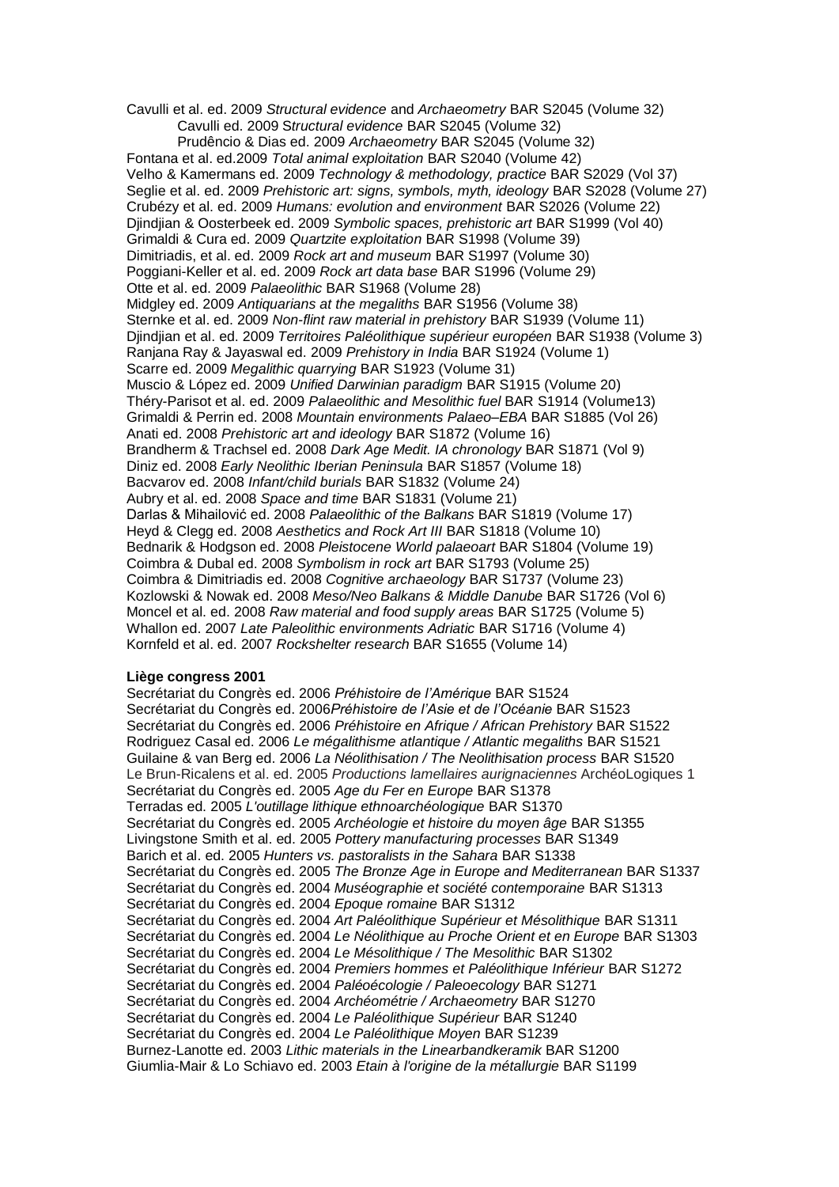Cavulli et al. ed. 2009 *Structural evidence* and *Archaeometry* BAR S2045 (Volume 32)
    Cavulli ed. 2009 S*tructural evidence* BAR S2045 (Volume 32)
    Prudêncio & Dias ed. 2009 *Archaeometry* BAR S2045 (Volume 32)
Fontana et al. ed.2009 *Total animal exploitation* BAR S2040 (Volume 42)
Velho & Kamermans ed. 2009 *Technology & methodology, practice* BAR S2029 (Vol 37)
Seglie et al. ed. 2009 *Prehistoric art: signs, symbols, myth, ideology* BAR S2028 (Volume 27)
Crubézy et al. ed. 2009 *Humans: evolution and environment* BAR S2026 (Volume 22)
Djindjian & Oosterbeek ed. 2009 *Symbolic spaces, prehistoric art* BAR S1999 (Vol 40)
Grimaldi & Cura ed. 2009 *Quartzite exploitation* BAR S1998 (Volume 39)
Dimitriadis, et al. ed. 2009 *Rock art and museum* BAR S1997 (Volume 30)
Poggiani-Keller et al. ed. 2009 *Rock art data base* BAR S1996 (Volume 29)
Otte et al. ed. 2009 *Palaeolithic* BAR S1968 (Volume 28)
Midgley ed. 2009 *Antiquarians at the megaliths* BAR S1956 (Volume 38)
Sternke et al. ed. 2009 *Non-flint raw material in prehistory* BAR S1939 (Volume 11)
Djindjian et al. ed. 2009 *Territoires Paléolithique supérieur européen* BAR S1938 (Volume 3)
Ranjana Ray & Jayaswal ed. 2009 *Prehistory in India* BAR S1924 (Volume 1)
Scarre ed. 2009 *Megalithic quarrying* BAR S1923 (Volume 31)
Muscio & López ed. 2009 *Unified Darwinian paradigm* BAR S1915 (Volume 20)
Théry-Parisot et al. ed. 2009 *Palaeolithic and Mesolithic fuel* BAR S1914 (Volume13)
Grimaldi & Perrin ed. 2008 *Mountain environments Palaeo–EBA* BAR S1885 (Vol 26)
Anati ed. 2008 *Prehistoric art and ideology* BAR S1872 (Volume 16)
Brandherm & Trachsel ed. 2008 *Dark Age Medit. IA chronology* BAR S1871 (Vol 9)
Diniz ed. 2008 *Early Neolithic Iberian Peninsula* BAR S1857 (Volume 18)
Bacvarov ed. 2008 *Infant/child burials* BAR S1832 (Volume 24)
Aubry et al. ed. 2008 *Space and time* BAR S1831 (Volume 21)
Darlas & Mihailović ed. 2008 *Palaeolithic of the Balkans* BAR S1819 (Volume 17)
Heyd & Clegg ed. 2008 *Aesthetics and Rock Art III* BAR S1818 (Volume 10)
Bednarik & Hodgson ed. 2008 *Pleistocene World palaeoart* BAR S1804 (Volume 19)
Coimbra & Dubal ed. 2008 *Symbolism in rock art* BAR S1793 (Volume 25)
Coimbra & Dimitriadis ed. 2008 *Cognitive archaeology* BAR S1737 (Volume 23)
Kozlowski & Nowak ed. 2008 *Meso/Neo Balkans & Middle Danube* BAR S1726 (Vol 6)
Moncel et al. ed. 2008 *Raw material and food supply areas* BAR S1725 (Volume 5)
Whallon ed. 2007 *Late Paleolithic environments Adriatic* BAR S1716 (Volume 4)
Kornfeld et al. ed. 2007 *Rockshelter research* BAR S1655 (Volume 14)

**Liège congress 2001**

Secrétariat du Congrès ed. 2006 *Préhistoire de l'Amérique* BAR S1524
Secrétariat du Congrès ed. 2006*Préhistoire de l'Asie et de l'Océanie* BAR S1523
Secrétariat du Congrès ed. 2006 *Préhistoire en Afrique / African Prehistory* BAR S1522
Rodriguez Casal ed. 2006 *Le mégalithisme atlantique / Atlantic megaliths* BAR S1521
Guilaine & van Berg ed. 2006 *La Néolithisation / The Neolithisation process* BAR S1520
Le Brun-Ricalens et al. ed. 2005 *Productions lamellaires aurignaciennes* ArchéoLogiques 1
Secrétariat du Congrès ed. 2005 *Age du Fer en Europe* BAR S1378
Terradas ed. 2005 *L'outillage lithique ethnoarchéologique* BAR S1370
Secrétariat du Congrès ed. 2005 *Archéologie et histoire du moyen âge* BAR S1355
Livingstone Smith et al. ed. 2005 *Pottery manufacturing processes* BAR S1349
Barich et al. ed. 2005 *Hunters vs. pastoralists in the Sahara* BAR S1338
Secrétariat du Congrès ed. 2005 *The Bronze Age in Europe and Mediterranean* BAR S1337
Secrétariat du Congrès ed. 2004 *Muséographie et société contemporaine* BAR S1313
Secrétariat du Congrès ed. 2004 *Epoque romaine* BAR S1312
Secrétariat du Congrès ed. 2004 *Art Paléolithique Supérieur et Mésolithique* BAR S1311
Secrétariat du Congrès ed. 2004 *Le Néolithique au Proche Orient et en Europe* BAR S1303
Secrétariat du Congrès ed. 2004 *Le Mésolithique / The Mesolithic* BAR S1302
Secrétariat du Congrès ed. 2004 *Premiers hommes et Paléolithique Inférieur* BAR S1272
Secrétariat du Congrès ed. 2004 *Paléoécologie / Paleoecology* BAR S1271
Secrétariat du Congrès ed. 2004 *Archéométrie / Archaeometry* BAR S1270
Secrétariat du Congrès ed. 2004 *Le Paléolithique Supérieur* BAR S1240
Secrétariat du Congrès ed. 2004 *Le Paléolithique Moyen* BAR S1239
Burnez-Lanotte ed. 2003 *Lithic materials in the Linearbandkeramik* BAR S1200
Giumlia-Mair & Lo Schiavo ed. 2003 *Etain à l'origine de la métallurgie* BAR S1199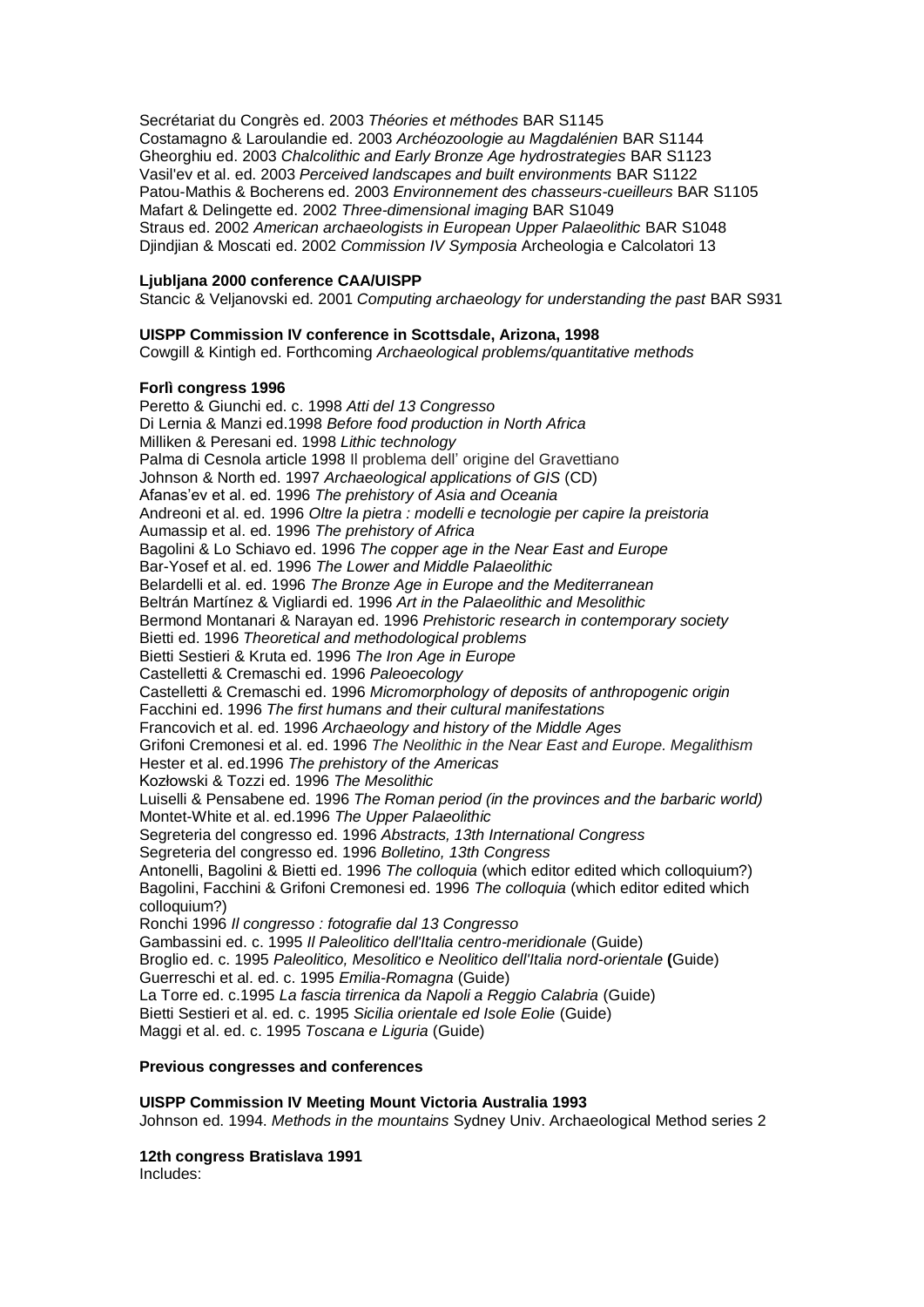Secrétariat du Congrès ed. 2003 *Théories et méthodes* BAR S1145
Costamagno & Laroulandie ed. 2003 *Archéozoologie au Magdalénien* BAR S1144
Gheorghiu ed. 2003 *Chalcolithic and Early Bronze Age hydrostrategies* BAR S1123
Vasil'ev et al. ed. 2003 *Perceived landscapes and built environments* BAR S1122
Patou-Mathis & Bocherens ed. 2003 *Environnement des chasseurs-cueilleurs* BAR S1105
Mafart & Delingette ed. 2002 *Three-dimensional imaging* BAR S1049
Straus ed. 2002 *American archaeologists in European Upper Palaeolithic* BAR S1048
Djindjian & Moscati ed. 2002 *Commission IV Symposia* Archeologia e Calcolatori 13

**Ljubljana 2000 conference CAA/UISPP**
Stancic & Veljanovski ed. 2001 *Computing archaeology for understanding the past* BAR S931

**UISPP Commission IV conference in Scottsdale, Arizona, 1998**
Cowgill & Kintigh ed. Forthcoming *Archaeological problems/quantitative methods*

**Forlì congress 1996**
Peretto & Giunchi ed. c. 1998 *Atti del 13 Congresso*
Di Lernia & Manzi ed.1998 *Before food production in North Africa*
Milliken & Peresani ed. 1998 *Lithic technology*
Palma di Cesnola article 1998 Il problema dell' origine del Gravettiano
Johnson & North ed. 1997 *Archaeological applications of GIS* (CD)
Afanas'ev et al. ed. 1996 *The prehistory of Asia and Oceania*
Andreoni et al. ed. 1996 *Oltre la pietra : modelli e tecnologie per capire la preistoria*
Aumassip et al. ed. 1996 *The prehistory of Africa*
Bagolini & Lo Schiavo ed. 1996 *The copper age in the Near East and Europe*
Bar-Yosef et al. ed. 1996 *The Lower and Middle Palaeolithic*
Belardelli et al. ed. 1996 *The Bronze Age in Europe and the Mediterranean*
Beltrán Martínez & Vigliardi ed. 1996 *Art in the Palaeolithic and Mesolithic*
Bermond Montanari & Narayan ed. 1996 *Prehistoric research in contemporary society*
Bietti ed. 1996 *Theoretical and methodological problems*
Bietti Sestieri & Kruta ed. 1996 *The Iron Age in Europe*
Castelletti & Cremaschi ed. 1996 *Paleoecology*
Castelletti & Cremaschi ed. 1996 *Micromorphology of deposits of anthropogenic origin*
Facchini ed. 1996 *The first humans and their cultural manifestations*
Francovich et al. ed. 1996 *Archaeology and history of the Middle Ages*
Grifoni Cremonesi et al. ed. 1996 *The Neolithic in the Near East and Europe. Megalithism*
Hester et al. ed.1996 *The prehistory of the Americas*
Kozłowski & Tozzi ed. 1996 *The Mesolithic*
Luiselli & Pensabene ed. 1996 *The Roman period (in the provinces and the barbaric world)*
Montet-White et al. ed.1996 *The Upper Palaeolithic*
Segreteria del congresso ed. 1996 *Abstracts, 13th International Congress*
Segreteria del congresso ed. 1996 *Bolletino, 13th Congress*
Antonelli, Bagolini & Bietti ed. 1996 *The colloquia* (which editor edited which colloquium?)
Bagolini, Facchini & Grifoni Cremonesi ed. 1996 *The colloquia* (which editor edited which colloquium?)
Ronchi 1996 *Il congresso : fotografie dal 13 Congresso*
Gambassini ed. c. 1995 *Il Paleolitico dell'Italia centro-meridionale* (Guide)
Broglio ed. c. 1995 *Paleolitico, Mesolitico e Neolitico dell'Italia nord-orientale* **(**Guide)
Guerreschi et al. ed. c. 1995 *Emilia-Romagna* (Guide)
La Torre ed. c.1995 *La fascia tirrenica da Napoli a Reggio Calabria* (Guide)
Bietti Sestieri et al. ed. c. 1995 *Sicilia orientale ed Isole Eolie* (Guide)
Maggi et al. ed. c. 1995 *Toscana e Liguria* (Guide)

**Previous congresses and conferences**

**UISPP Commission IV Meeting Mount Victoria Australia 1993**
Johnson ed. 1994. *Methods in the mountains* Sydney Univ. Archaeological Method series 2

**12th congress Bratislava 1991**
Includes: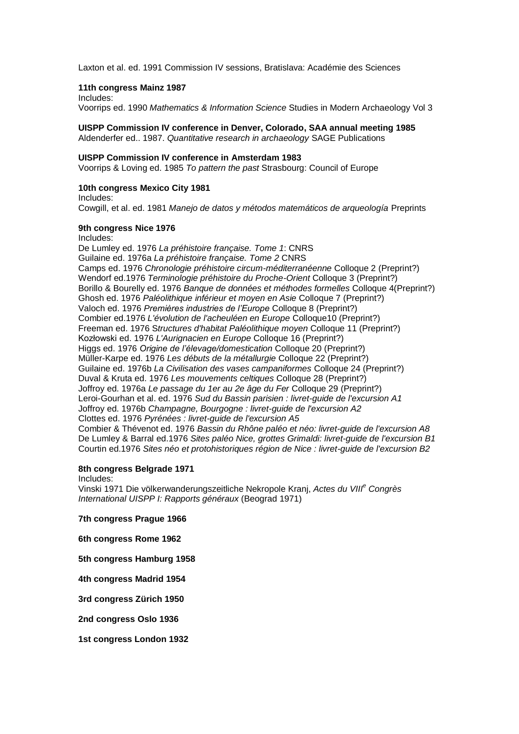Laxton et al. ed. 1991 Commission IV sessions, Bratislava: Académie des Sciences

**11th congress Mainz 1987**

Includes:

Voorrips ed. 1990 *Mathematics & Information Science* Studies in Modern Archaeology Vol 3

**UISPP Commission IV conference in Denver, Colorado, SAA annual meeting 1985**

Aldenderfer ed.. 1987. *Quantitative research in archaeology* SAGE Publications

**UISPP Commission IV conference in Amsterdam 1983**

Voorrips & Loving ed. 1985 *To pattern the past* Strasbourg: Council of Europe

**10th congress Mexico City 1981**

Includes:

Cowgill, et al. ed. 1981 *Manejo de datos y métodos matemáticos de arqueología* Preprints

**9th congress Nice 1976**

Includes:

De Lumley ed. 1976 *La préhistoire française. Tome 1*: CNRS
Guilaine ed. 1976a *La préhistoire française. Tome 2* CNRS
Camps ed. 1976 *Chronologie préhistoire circum-méditerranéenne* Colloque 2 (Preprint?)
Wendorf ed.1976 *Terminologie préhistoire du Proche-Orient* Colloque 3 (Preprint?)
Borillo & Bourelly ed. 1976 *Banque de données et méthodes formelles* Colloque 4(Preprint?)
Ghosh ed. 1976 *Paléolithique inférieur et moyen en Asie* Colloque 7 (Preprint?)
Valoch ed. 1976 *Premières industries de l'Europe* Colloque 8 (Preprint?)
Combier ed.1976 *L'évolution de l'acheuléen en Europe* Colloque10 (Preprint?)
Freeman ed. 1976 S*tructures d'habitat Paléolithique moyen* Colloque 11 (Preprint?)
Kozłowski ed. 1976 *L'Aurignacien en Europe* Colloque 16 (Preprint?)
Higgs ed. 1976 *Origine de l'élevage/domestication* Colloque 20 (Preprint?)
Müller-Karpe ed. 1976 *Les débuts de la métallurgie* Colloque 22 (Preprint?)
Guilaine ed. 1976b *La Civilisation des vases campaniformes* Colloque 24 (Preprint?)
Duval & Kruta ed. 1976 *Les mouvements celtiques* Colloque 28 (Preprint?)
Joffroy ed. 1976a *Le passage du 1er au 2e âge du Fer* Colloque 29 (Preprint?)
Leroi-Gourhan et al. ed. 1976 *Sud du Bassin parisien : livret-guide de l'excursion A1*
Joffroy ed. 1976b *Champagne, Bourgogne : livret-guide de l'excursion A2*
Clottes ed. 1976 *Pyrénées : livret-guide de l'excursion A5*
Combier & Thévenot ed. 1976 *Bassin du Rhône paléo et néo: livret-guide de l'excursion A8*
De Lumley & Barral ed.1976 *Sites paléo Nice, grottes Grimaldi: livret-guide de l'excursion B1*
Courtin ed.1976 *Sites néo et protohistoriques région de Nice : livret-guide de l'excursion B2*

**8th congress Belgrade 1971**

Includes:

Vinski 1971 Die völkerwanderungszeitliche Nekropole Kranj, *Actes du VIII[e] Congrès International UISPP I: Rapports généraux* (Beograd 1971)

**7th congress Prague 1966**

**6th congress Rome 1962**

**5th congress Hamburg 1958**

**4th congress Madrid 1954**

**3rd congress Zürich 1950**

**2nd congress Oslo 1936**

**1st congress London 1932**